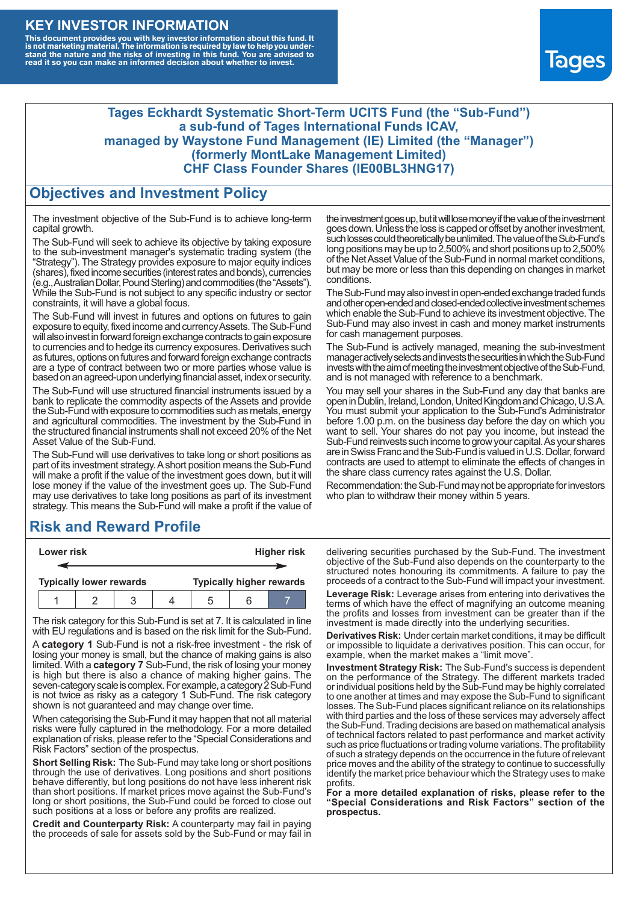# KEY INVESTOR INFORMATION

**This document provides you with key investor information about this fund. It is not marketing material. The information is required by law to help you understand the nature and the risks of investing in this fund. You are advised to read it so you can make an informed decision about whether to invest.**

Tages

## Tages Eckhardt Systematic Short-Term UCITS Fund (the "Sub-Fund") a sub-fund of Tages International Funds ICAV, managed by Waystone Fund Management (IE) Limited (the "Manager") (formerly MontLake Management Limited) CHF Class Founder Shares (IE00BL3HNG17)

## Objectives and Investment Policy

The investment objective of the Sub-Fund is to achieve long-term capital growth.

The Sub-Fund will seek to achieve its objective by taking exposure to the sub-investment manager's systematic trading system (the "Strategy"). The Strategy provides exposure to major equity indices (shares), fixed income securities (interest rates and bonds), currencies (e.g., Australian Dollar, Pound Sterling) and commodities (the "Assets"). While the Sub-Fund is not subject to any specific industry or sector constraints, it will have a global focus.

The Sub-Fund will invest in futures and options on futures to gain exposure to equity, fixed income and currency Assets. The Sub-Fund will also invest in forward foreign exchange contracts to gain exposure to currencies and to hedge its currency exposures. Derivatives such as futures, options on futures and forward foreign exchange contracts are a type of contract between two or more parties whose value is based on an agreed-upon underlying financial asset, index or security.

The Sub-Fund will use structured financial instruments issued by a bank to replicate the commodity aspects of the Assets and provide the Sub-Fund with exposure to commodities such as metals, energy and agricultural commodities. The investment by the Sub-Fund in the structured financial instruments shall not exceed 20% of the Net Asset Value of the Sub-Fund.

The Sub-Fund will use derivatives to take long or short positions as part of its investment strategy. A short position means the Sub-Fund will make a profit if the value of the investment goes down, but it will lose money if the value of the investment goes up. The Sub-Fund may use derivatives to take long positions as part of its investment strategy. This means the Sub-Fund will make a profit if the value of the investment goes up, but it will lose money if the value of the investment goes down. Unless the loss is capped or offset by another investment, such losses could theoretically be unlimited. The value of the Sub-Fund's long positions may be up to 2,500% and short positions up to 2,500% of the Net Asset Value of the Sub-Fund in normal market conditions, but may be more or less than this depending on changes in market conditions.

The Sub-Fund may also invest in open-ended exchange traded funds and other open-ended and closed-ended collective investment schemes which enable the Sub-Fund to achieve its investment objective. The Sub-Fund may also invest in cash and money market instruments for cash management purposes.

The Sub-Fund is actively managed, meaning the sub-investment manager actively selects and invests the securities in which the Sub-Fund invests with the aim of meeting the investment objective of the Sub-Fund, and is not managed with reference to a benchmark.

You may sell your shares in the Sub-Fund any day that banks are open in Dublin, Ireland, London, United Kingdom and Chicago, U.S.A. You must submit your application to the Sub-Fund's Administrator before 1.00 p.m. on the business day before the day on which you want to sell. Your shares do not pay you income, but instead the Sub-Fund reinvests such income to grow your capital. As your shares are in Swiss Franc and the Sub-Fund is valued in U.S. Dollar, forward contracts are used to attempt to eliminate the effects of changes in the share class currency rates against the U.S. Dollar.

Recommendation: the Sub-Fund may not be appropriate for investors who plan to withdraw their money within 5 years.

## Risk and Reward Profile

| Lower risk | | | | | | Higher risk |
|---|---|---|---|---|---|---|
| Typically lower rewards | | | | | | Typically higher rewards |
| 1 | 2 | 3 | 4 | 5 | 6 | 7 |

The risk category for this Sub-Fund is set at 7. It is calculated in line with EU regulations and is based on the risk limit for the Sub-Fund.

A **category 1** Sub-Fund is not a risk-free investment - the risk of losing your money is small, but the chance of making gains is also limited. With a **category 7** Sub-Fund, the risk of losing your money is high but there is also a chance of making higher gains. The seven-category scale is complex. For example, a category 2 Sub-Fund is not twice as risky as a category 1 Sub-Fund. The risk category shown is not guaranteed and may change over time.

When categorising the Sub-Fund it may happen that not all material risks were fully captured in the methodology. For a more detailed explanation of risks, please refer to the "Special Considerations and Risk Factors" section of the prospectus.

**Short Selling Risk:** The Sub-Fund may take long or short positions through the use of derivatives. Long positions and short positions behave differently, but long positions do not have less inherent risk than short positions. If market prices move against the Sub-Fund's long or short positions, the Sub-Fund could be forced to close out such positions at a loss or before any profits are realized.

**Credit and Counterparty Risk:** A counterparty may fail in paying the proceeds of sale for assets sold by the Sub-Fund or may fail in delivering securities purchased by the Sub-Fund. The investment objective of the Sub-Fund also depends on the counterparty to the structured notes honouring its commitments. A failure to pay the proceeds of a contract to the Sub-Fund will impact your investment.

**Leverage Risk:** Leverage arises from entering into derivatives the terms of which have the effect of magnifying an outcome meaning the profits and losses from investment can be greater than if the investment is made directly into the underlying securities.

**Derivatives Risk:** Under certain market conditions, it may be difficult or impossible to liquidate a derivatives position. This can occur, for example, when the market makes a "limit move".

**Investment Strategy Risk:** The Sub-Fund's success is dependent on the performance of the Strategy. The different markets traded or individual positions held by the Sub-Fund may be highly correlated to one another at times and may expose the Sub-Fund to significant losses. The Sub-Fund places significant reliance on its relationships with third parties and the loss of these services may adversely affect the Sub-Fund. Trading decisions are based on mathematical analysis of technical factors related to past performance and market activity such as price fluctuations or trading volume variations. The profitability of such a strategy depends on the occurrence in the future of relevant price moves and the ability of the strategy to continue to successfully identify the market price behaviour which the Strategy uses to make profits.

**For a more detailed explanation of risks, please refer to the "Special Considerations and Risk Factors" section of the prospectus.**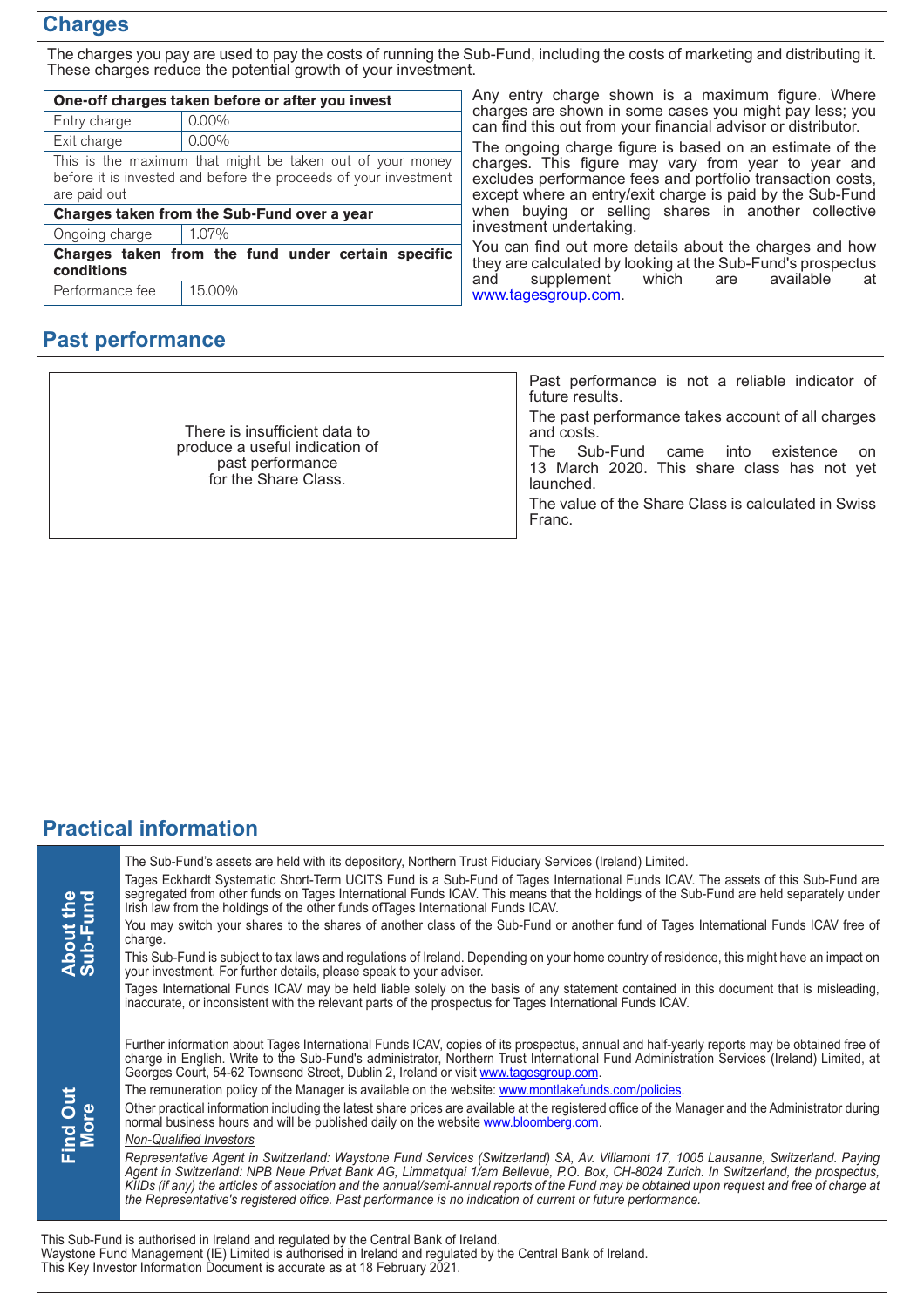## Charges

The charges you pay are used to pay the costs of running the Sub-Fund, including the costs of marketing and distributing it. These charges reduce the potential growth of your investment.

| One-off charges taken before or after you invest | |
|---|---|
| Entry charge | 0.00% |
| Exit charge | 0.00% |
| This is the maximum that might be taken out of your money before it is invested and before the proceeds of your investment are paid out | |
| **Charges taken from the Sub-Fund over a year** | |
| Ongoing charge | 1.07% |
| **Charges taken from the fund under certain specific conditions** | |
| Performance fee | 15.00% |

Any entry charge shown is a maximum figure. Where charges are shown in some cases you might pay less; you can find this out from your financial advisor or distributor.

The ongoing charge figure is based on an estimate of the charges. This figure may vary from year to year and excludes performance fees and portfolio transaction costs, except where an entry/exit charge is paid by the Sub-Fund when buying or selling shares in another collective investment undertaking.

You can find out more details about the charges and how they are calculated by looking at the Sub-Fund's prospectus and supplement which are available at www.tagesgroup.com.

## Past performance

There is insufficient data to produce a useful indication of past performance for the Share Class.

Past performance is not a reliable indicator of future results.

The past performance takes account of all charges and costs.

The Sub-Fund came into existence on 13 March 2020. This share class has not yet launched.

The value of the Share Class is calculated in Swiss Franc.

## Practical information

**About the Sub-Fund**

The Sub-Fund's assets are held with its depository, Northern Trust Fiduciary Services (Ireland) Limited.

Tages Eckhardt Systematic Short-Term UCITS Fund is a Sub-Fund of Tages International Funds ICAV. The assets of this Sub-Fund are segregated from other funds on Tages International Funds ICAV. This means that the holdings of the Sub-Fund are held separately under Irish law from the holdings of the other funds ofTages International Funds ICAV.

You may switch your shares to the shares of another class of the Sub-Fund or another fund of Tages International Funds ICAV free of charge.

This Sub-Fund is subject to tax laws and regulations of Ireland. Depending on your home country of residence, this might have an impact on your investment. For further details, please speak to your adviser.

Tages International Funds ICAV may be held liable solely on the basis of any statement contained in this document that is misleading, inaccurate, or inconsistent with the relevant parts of the prospectus for Tages International Funds ICAV.

**Find Out More**

Further information about Tages International Funds ICAV, copies of its prospectus, annual and half-yearly reports may be obtained free of charge in English. Write to the Sub-Fund's administrator, Northern Trust International Fund Administration Services (Ireland) Limited, at Georges Court, 54-62 Townsend Street, Dublin 2, Ireland or visit www.tagesgroup.com.

The remuneration policy of the Manager is available on the website: www.montlakefunds.com/policies.

Other practical information including the latest share prices are available at the registered office of the Manager and the Administrator during normal business hours and will be published daily on the website www.bloomberg.com.

*Non-Qualified Investors*

*Representative Agent in Switzerland: Waystone Fund Services (Switzerland) SA, Av. Villamont 17, 1005 Lausanne, Switzerland. Paying Agent in Switzerland: NPB Neue Privat Bank AG, Limmatquai 1/am Bellevue, P.O. Box, CH-8024 Zurich. In Switzerland, the prospectus, KIIDs (if any) the articles of association and the annual/semi-annual reports of the Fund may be obtained upon request and free of charge at the Representative's registered office. Past performance is no indication of current or future performance.*

This Sub-Fund is authorised in Ireland and regulated by the Central Bank of Ireland.
Waystone Fund Management (IE) Limited is authorised in Ireland and regulated by the Central Bank of Ireland.
This Key Investor Information Document is accurate as at 18 February 2021.